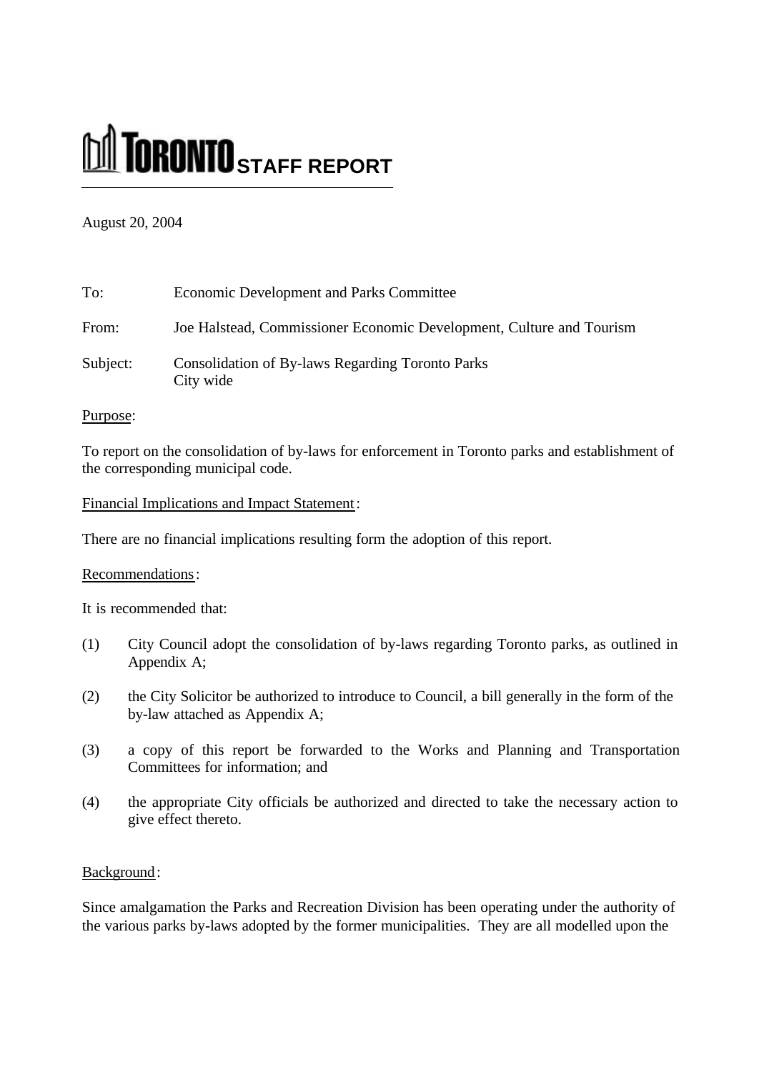# TORONTO STAFF REPORT

August 20, 2004

To: Economic Development and Parks Committee

From: Joe Halstead, Commissioner Economic Development, Culture and Tourism

Subject: Consolidation of By-laws Regarding Toronto Parks
City wide

Purpose:

To report on the consolidation of by-laws for enforcement in Toronto parks and establishment of the corresponding municipal code.

Financial Implications and Impact Statement:

There are no financial implications resulting form the adoption of this report.

Recommendations:

It is recommended that:

(1) City Council adopt the consolidation of by-laws regarding Toronto parks, as outlined in Appendix A;

(2) the City Solicitor be authorized to introduce to Council, a bill generally in the form of the by-law attached as Appendix A;

(3) a copy of this report be forwarded to the Works and Planning and Transportation Committees for information; and

(4) the appropriate City officials be authorized and directed to take the necessary action to give effect thereto.

Background:

Since amalgamation the Parks and Recreation Division has been operating under the authority of the various parks by-laws adopted by the former municipalities. They are all modelled upon the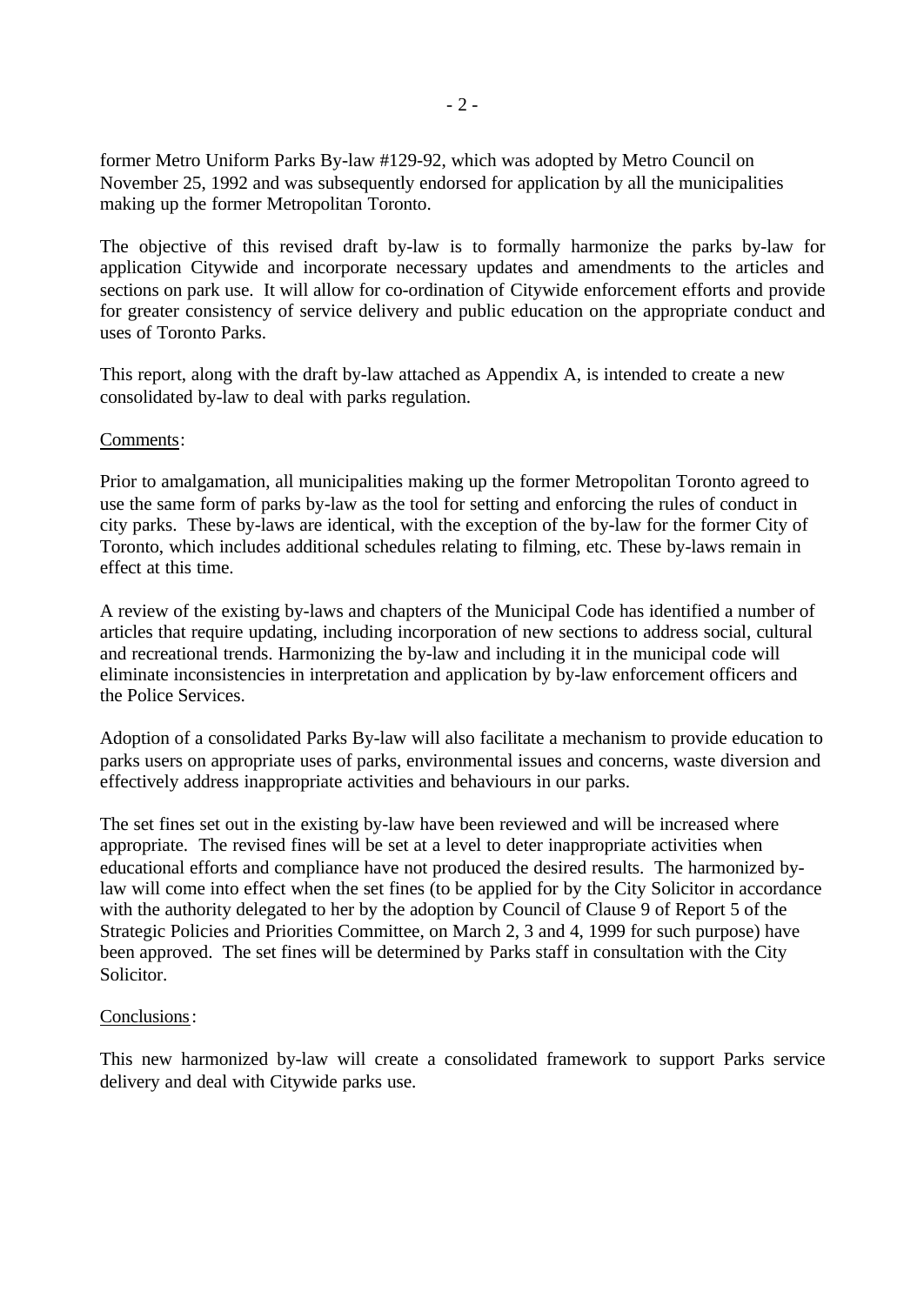former Metro Uniform Parks By-law #129-92, which was adopted by Metro Council on November 25, 1992 and was subsequently endorsed for application by all the municipalities making up the former Metropolitan Toronto.

The objective of this revised draft by-law is to formally harmonize the parks by-law for application Citywide and incorporate necessary updates and amendments to the articles and sections on park use. It will allow for co-ordination of Citywide enforcement efforts and provide for greater consistency of service delivery and public education on the appropriate conduct and uses of Toronto Parks.

This report, along with the draft by-law attached as Appendix A, is intended to create a new consolidated by-law to deal with parks regulation.

Comments:

Prior to amalgamation, all municipalities making up the former Metropolitan Toronto agreed to use the same form of parks by-law as the tool for setting and enforcing the rules of conduct in city parks. These by-laws are identical, with the exception of the by-law for the former City of Toronto, which includes additional schedules relating to filming, etc. These by-laws remain in effect at this time.

A review of the existing by-laws and chapters of the Municipal Code has identified a number of articles that require updating, including incorporation of new sections to address social, cultural and recreational trends. Harmonizing the by-law and including it in the municipal code will eliminate inconsistencies in interpretation and application by by-law enforcement officers and the Police Services.

Adoption of a consolidated Parks By-law will also facilitate a mechanism to provide education to parks users on appropriate uses of parks, environmental issues and concerns, waste diversion and effectively address inappropriate activities and behaviours in our parks.

The set fines set out in the existing by-law have been reviewed and will be increased where appropriate. The revised fines will be set at a level to deter inappropriate activities when educational efforts and compliance have not produced the desired results. The harmonized by-law will come into effect when the set fines (to be applied for by the City Solicitor in accordance with the authority delegated to her by the adoption by Council of Clause 9 of Report 5 of the Strategic Policies and Priorities Committee, on March 2, 3 and 4, 1999 for such purpose) have been approved. The set fines will be determined by Parks staff in consultation with the City Solicitor.

Conclusions:

This new harmonized by-law will create a consolidated framework to support Parks service delivery and deal with Citywide parks use.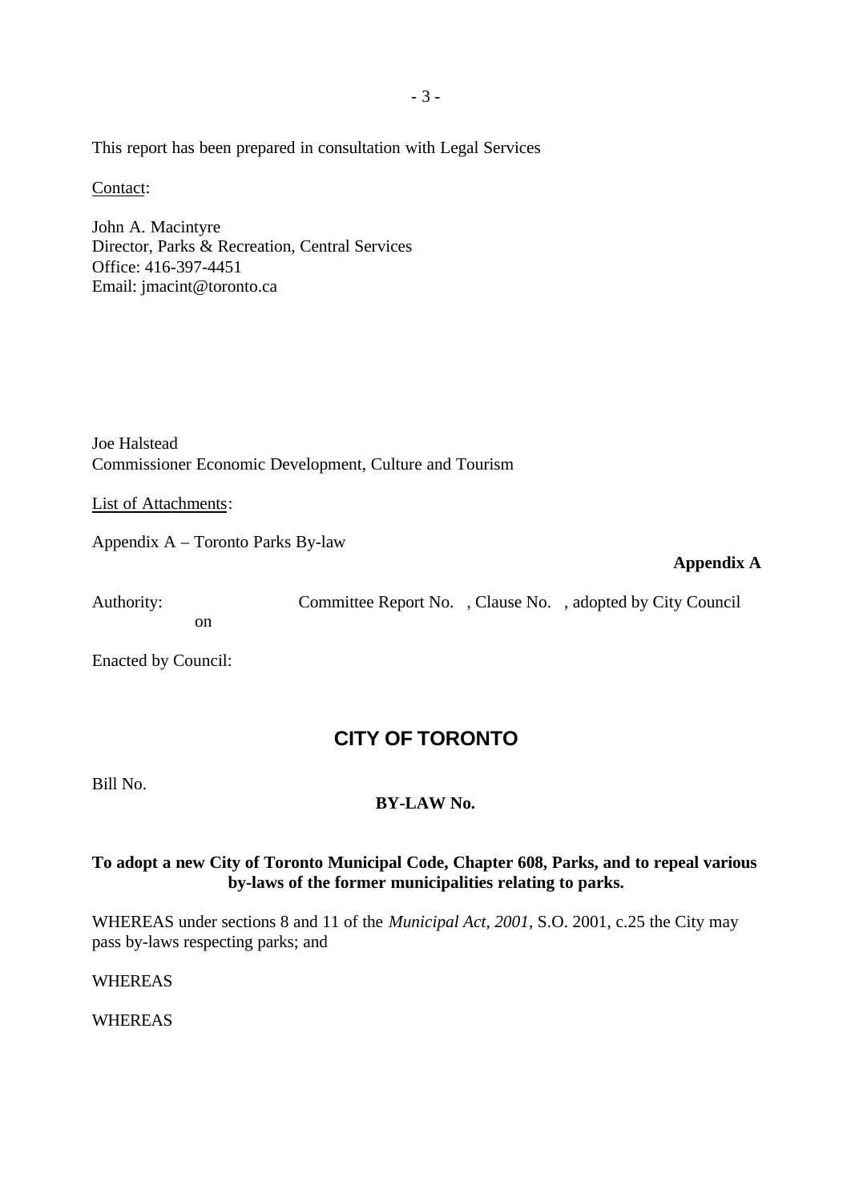This report has been prepared in consultation with Legal Services

Contact:

John A. Macintyre
Director, Parks & Recreation, Central Services
Office: 416-397-4451
Email: jmacint@toronto.ca

Joe Halstead
Commissioner Economic Development, Culture and Tourism

List of Attachments:

Appendix A – Toronto Parks By-law

**Appendix A**

Authority: Committee Report No. , Clause No. , adopted by City Council on

Enacted by Council:

# CITY OF TORONTO

Bill No.

**BY-LAW No.**

**To adopt a new City of Toronto Municipal Code, Chapter 608, Parks, and to repeal various by-laws of the former municipalities relating to parks.**

WHEREAS under sections 8 and 11 of the *Municipal Act, 2001*, S.O. 2001, c.25 the City may pass by-laws respecting parks; and

WHEREAS

WHEREAS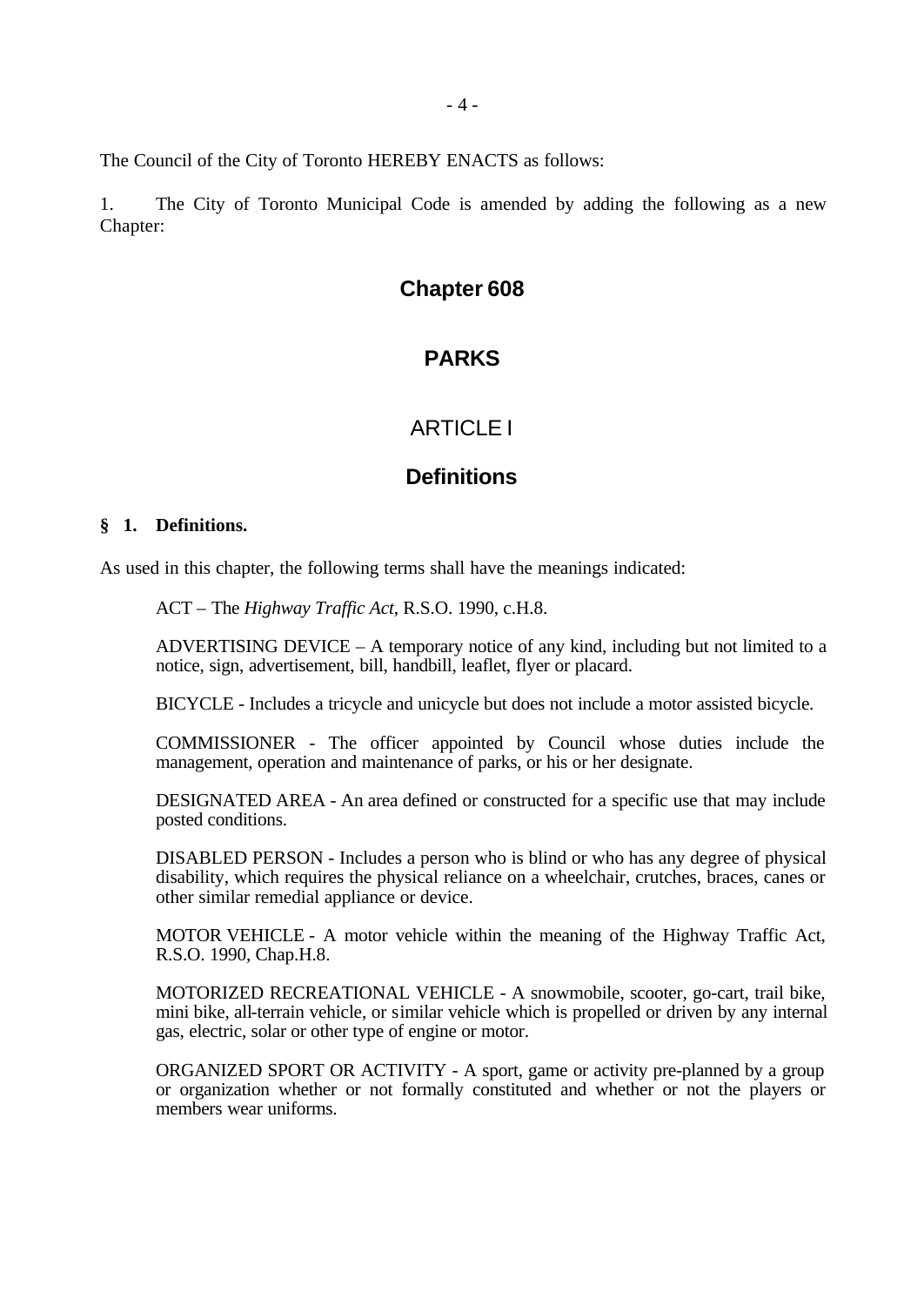The Council of the City of Toronto HEREBY ENACTS as follows:

1. The City of Toronto Municipal Code is amended by adding the following as a new Chapter:

# Chapter 608

# PARKS

## ARTICLE I

## Definitions

**§ 1. Definitions.**

As used in this chapter, the following terms shall have the meanings indicated:

ACT – The *Highway Traffic Act*, R.S.O. 1990, c.H.8.

ADVERTISING DEVICE – A temporary notice of any kind, including but not limited to a notice, sign, advertisement, bill, handbill, leaflet, flyer or placard.

BICYCLE - Includes a tricycle and unicycle but does not include a motor assisted bicycle.

COMMISSIONER - The officer appointed by Council whose duties include the management, operation and maintenance of parks, or his or her designate.

DESIGNATED AREA - An area defined or constructed for a specific use that may include posted conditions.

DISABLED PERSON - Includes a person who is blind or who has any degree of physical disability, which requires the physical reliance on a wheelchair, crutches, braces, canes or other similar remedial appliance or device.

MOTOR VEHICLE - A motor vehicle within the meaning of the Highway Traffic Act, R.S.O. 1990, Chap.H.8.

MOTORIZED RECREATIONAL VEHICLE - A snowmobile, scooter, go-cart, trail bike, mini bike, all-terrain vehicle, or similar vehicle which is propelled or driven by any internal gas, electric, solar or other type of engine or motor.

ORGANIZED SPORT OR ACTIVITY - A sport, game or activity pre-planned by a group or organization whether or not formally constituted and whether or not the players or members wear uniforms.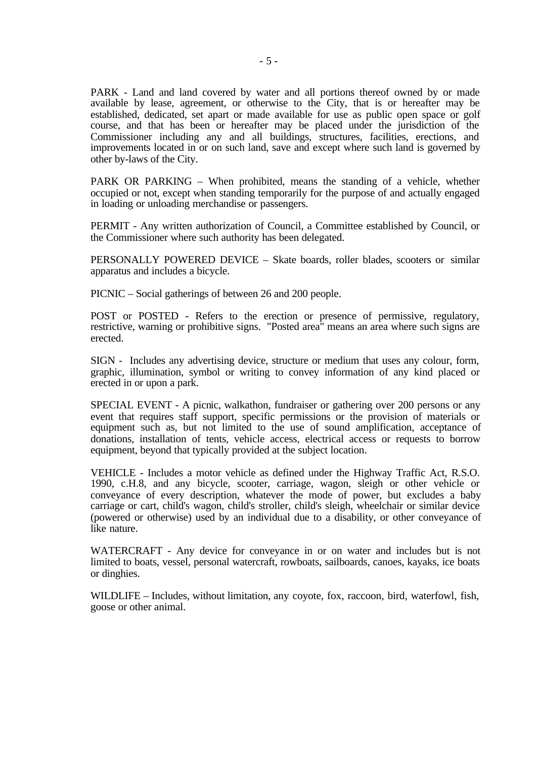PARK - Land and land covered by water and all portions thereof owned by or made available by lease, agreement, or otherwise to the City, that is or hereafter may be established, dedicated, set apart or made available for use as public open space or golf course, and that has been or hereafter may be placed under the jurisdiction of the Commissioner including any and all buildings, structures, facilities, erections, and improvements located in or on such land, save and except where such land is governed by other by-laws of the City.

PARK OR PARKING – When prohibited, means the standing of a vehicle, whether occupied or not, except when standing temporarily for the purpose of and actually engaged in loading or unloading merchandise or passengers.

PERMIT - Any written authorization of Council, a Committee established by Council, or the Commissioner where such authority has been delegated.

PERSONALLY POWERED DEVICE – Skate boards, roller blades, scooters or similar apparatus and includes a bicycle.

PICNIC – Social gatherings of between 26 and 200 people.

POST or POSTED - Refers to the erection or presence of permissive, regulatory, restrictive, warning or prohibitive signs. "Posted area" means an area where such signs are erected.

SIGN - Includes any advertising device, structure or medium that uses any colour, form, graphic, illumination, symbol or writing to convey information of any kind placed or erected in or upon a park.

SPECIAL EVENT - A picnic, walkathon, fundraiser or gathering over 200 persons or any event that requires staff support, specific permissions or the provision of materials or equipment such as, but not limited to the use of sound amplification, acceptance of donations, installation of tents, vehicle access, electrical access or requests to borrow equipment, beyond that typically provided at the subject location.

VEHICLE - Includes a motor vehicle as defined under the Highway Traffic Act, R.S.O. 1990, c.H.8, and any bicycle, scooter, carriage, wagon, sleigh or other vehicle or conveyance of every description, whatever the mode of power, but excludes a baby carriage or cart, child's wagon, child's stroller, child's sleigh, wheelchair or similar device (powered or otherwise) used by an individual due to a disability, or other conveyance of like nature.

WATERCRAFT - Any device for conveyance in or on water and includes but is not limited to boats, vessel, personal watercraft, rowboats, sailboards, canoes, kayaks, ice boats or dinghies.

WILDLIFE – Includes, without limitation, any coyote, fox, raccoon, bird, waterfowl, fish, goose or other animal.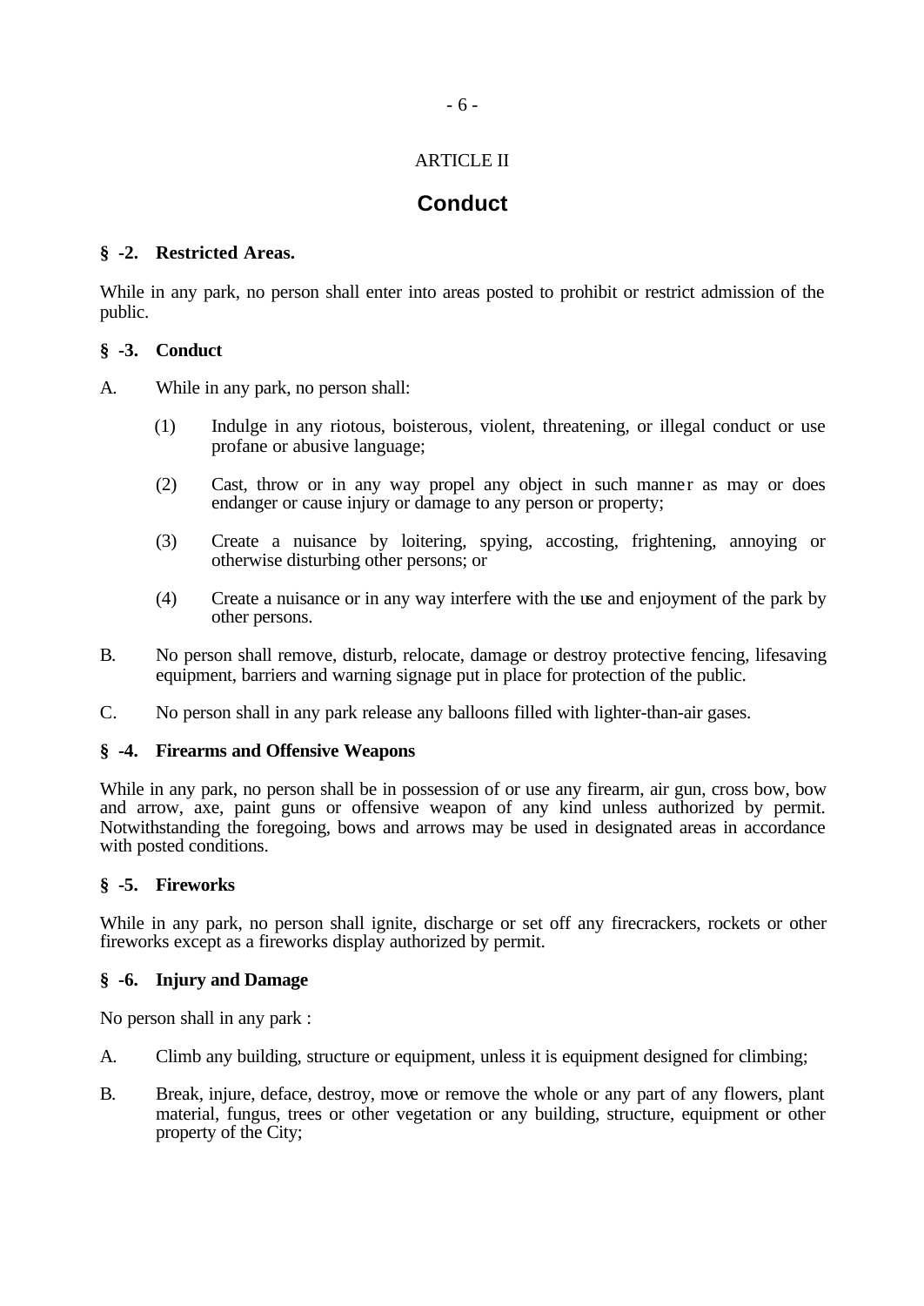# ARTICLE II

## Conduct

**§ -2. Restricted Areas.**

While in any park, no person shall enter into areas posted to prohibit or restrict admission of the public.

**§ -3. Conduct**

A. While in any park, no person shall:

(1) Indulge in any riotous, boisterous, violent, threatening, or illegal conduct or use profane or abusive language;

(2) Cast, throw or in any way propel any object in such manner as may or does endanger or cause injury or damage to any person or property;

(3) Create a nuisance by loitering, spying, accosting, frightening, annoying or otherwise disturbing other persons; or

(4) Create a nuisance or in any way interfere with the use and enjoyment of the park by other persons.

B. No person shall remove, disturb, relocate, damage or destroy protective fencing, lifesaving equipment, barriers and warning signage put in place for protection of the public.

C. No person shall in any park release any balloons filled with lighter-than-air gases.

**§ -4. Firearms and Offensive Weapons**

While in any park, no person shall be in possession of or use any firearm, air gun, cross bow, bow and arrow, axe, paint guns or offensive weapon of any kind unless authorized by permit. Notwithstanding the foregoing, bows and arrows may be used in designated areas in accordance with posted conditions.

**§ -5. Fireworks**

While in any park, no person shall ignite, discharge or set off any firecrackers, rockets or other fireworks except as a fireworks display authorized by permit.

**§ -6. Injury and Damage**

No person shall in any park :

A. Climb any building, structure or equipment, unless it is equipment designed for climbing;

B. Break, injure, deface, destroy, move or remove the whole or any part of any flowers, plant material, fungus, trees or other vegetation or any building, structure, equipment or other property of the City;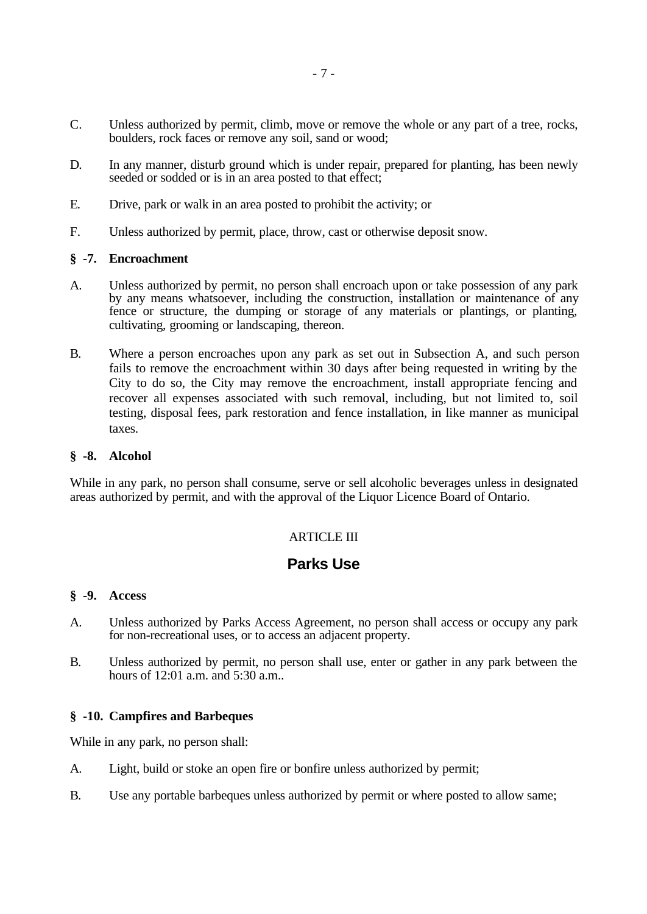C. Unless authorized by permit, climb, move or remove the whole or any part of a tree, rocks, boulders, rock faces or remove any soil, sand or wood;

D. In any manner, disturb ground which is under repair, prepared for planting, has been newly seeded or sodded or is in an area posted to that effect;

E. Drive, park or walk in an area posted to prohibit the activity; or

F. Unless authorized by permit, place, throw, cast or otherwise deposit snow.

**§ -7. Encroachment**

A. Unless authorized by permit, no person shall encroach upon or take possession of any park by any means whatsoever, including the construction, installation or maintenance of any fence or structure, the dumping or storage of any materials or plantings, or planting, cultivating, grooming or landscaping, thereon.

B. Where a person encroaches upon any park as set out in Subsection A, and such person fails to remove the encroachment within 30 days after being requested in writing by the City to do so, the City may remove the encroachment, install appropriate fencing and recover all expenses associated with such removal, including, but not limited to, soil testing, disposal fees, park restoration and fence installation, in like manner as municipal taxes.

**§ -8. Alcohol**

While in any park, no person shall consume, serve or sell alcoholic beverages unless in designated areas authorized by permit, and with the approval of the Liquor Licence Board of Ontario.

ARTICLE III

## Parks Use

**§ -9. Access**

A. Unless authorized by Parks Access Agreement, no person shall access or occupy any park for non-recreational uses, or to access an adjacent property.

B. Unless authorized by permit, no person shall use, enter or gather in any park between the hours of 12:01 a.m. and 5:30 a.m..

**§ -10. Campfires and Barbeques**

While in any park, no person shall:

A. Light, build or stoke an open fire or bonfire unless authorized by permit;

B. Use any portable barbeques unless authorized by permit or where posted to allow same;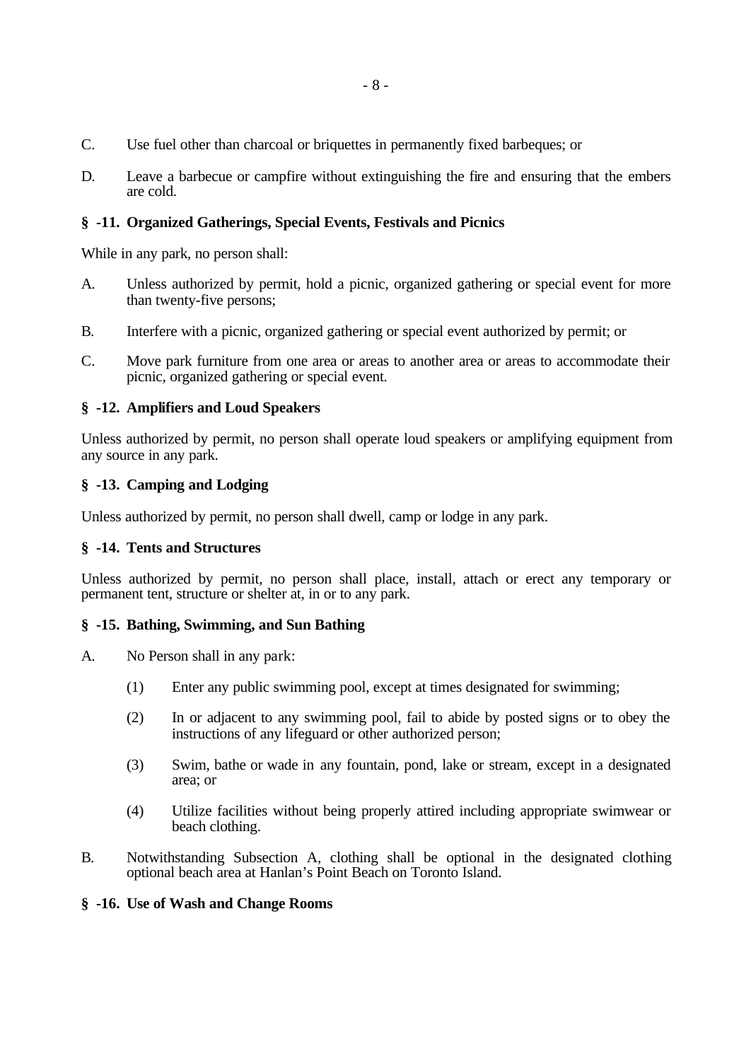C. Use fuel other than charcoal or briquettes in permanently fixed barbeques; or

D. Leave a barbecue or campfire without extinguishing the fire and ensuring that the embers are cold.

**§ -11. Organized Gatherings, Special Events, Festivals and Picnics**

While in any park, no person shall:

A. Unless authorized by permit, hold a picnic, organized gathering or special event for more than twenty-five persons;

B. Interfere with a picnic, organized gathering or special event authorized by permit; or

C. Move park furniture from one area or areas to another area or areas to accommodate their picnic, organized gathering or special event.

**§ -12. Amplifiers and Loud Speakers**

Unless authorized by permit, no person shall operate loud speakers or amplifying equipment from any source in any park.

**§ -13. Camping and Lodging**

Unless authorized by permit, no person shall dwell, camp or lodge in any park.

**§ -14. Tents and Structures**

Unless authorized by permit, no person shall place, install, attach or erect any temporary or permanent tent, structure or shelter at, in or to any park.

**§ -15. Bathing, Swimming, and Sun Bathing**

A. No Person shall in any park:

 (1) Enter any public swimming pool, except at times designated for swimming;

 (2) In or adjacent to any swimming pool, fail to abide by posted signs or to obey the instructions of any lifeguard or other authorized person;

 (3) Swim, bathe or wade in any fountain, pond, lake or stream, except in a designated area; or

 (4) Utilize facilities without being properly attired including appropriate swimwear or beach clothing.

B. Notwithstanding Subsection A, clothing shall be optional in the designated clothing optional beach area at Hanlan's Point Beach on Toronto Island.

**§ -16. Use of Wash and Change Rooms**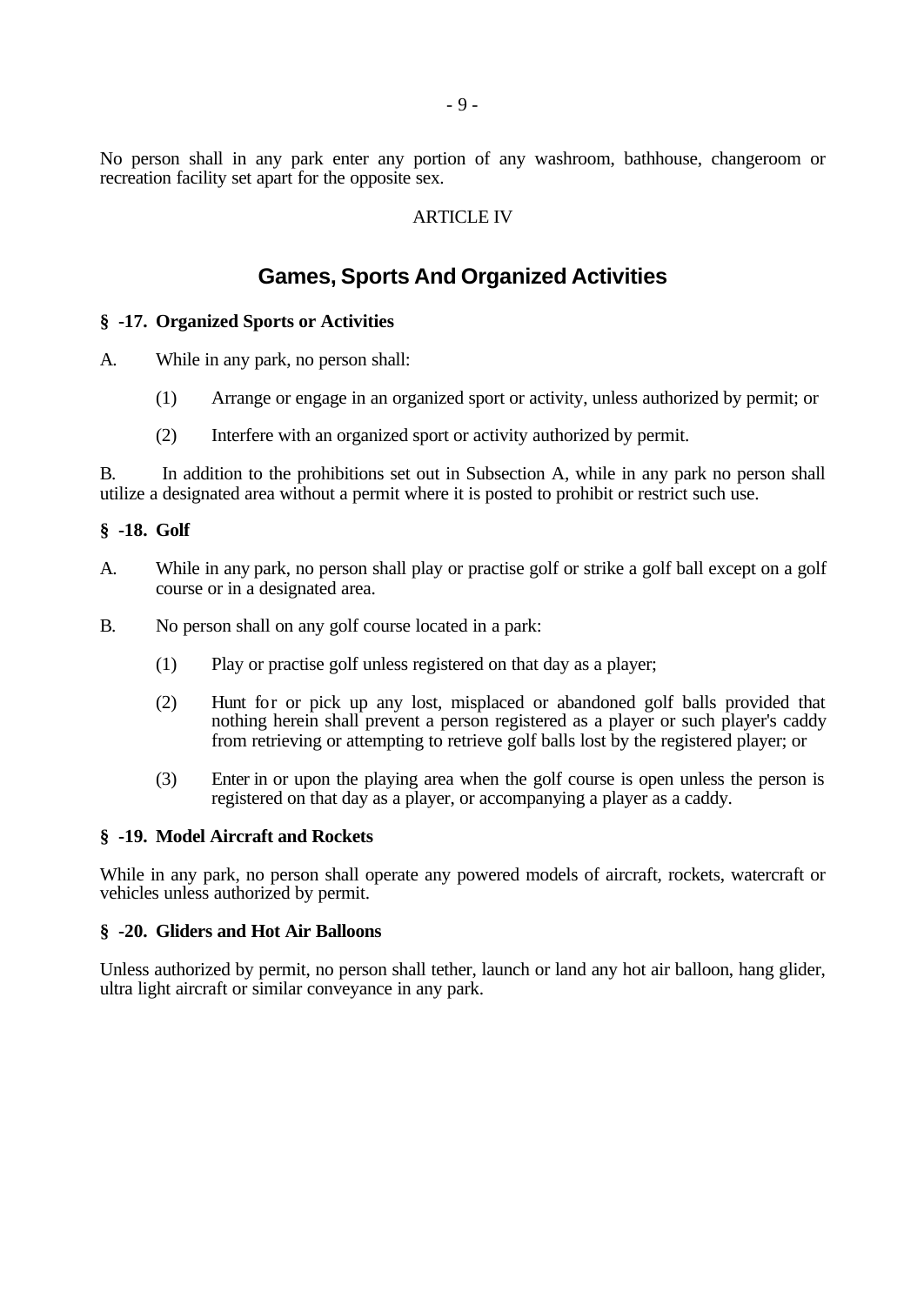No person shall in any park enter any portion of any washroom, bathhouse, changeroom or recreation facility set apart for the opposite sex.

ARTICLE IV

## Games, Sports And Organized Activities

**§ -17. Organized Sports or Activities**

A. While in any park, no person shall:

(1) Arrange or engage in an organized sport or activity, unless authorized by permit; or

(2) Interfere with an organized sport or activity authorized by permit.

B. In addition to the prohibitions set out in Subsection A, while in any park no person shall utilize a designated area without a permit where it is posted to prohibit or restrict such use.

**§ -18. Golf**

A. While in any park, no person shall play or practise golf or strike a golf ball except on a golf course or in a designated area.

B. No person shall on any golf course located in a park:

(1) Play or practise golf unless registered on that day as a player;

(2) Hunt for or pick up any lost, misplaced or abandoned golf balls provided that nothing herein shall prevent a person registered as a player or such player's caddy from retrieving or attempting to retrieve golf balls lost by the registered player; or

(3) Enter in or upon the playing area when the golf course is open unless the person is registered on that day as a player, or accompanying a player as a caddy.

**§ -19. Model Aircraft and Rockets**

While in any park, no person shall operate any powered models of aircraft, rockets, watercraft or vehicles unless authorized by permit.

**§ -20. Gliders and Hot Air Balloons**

Unless authorized by permit, no person shall tether, launch or land any hot air balloon, hang glider, ultra light aircraft or similar conveyance in any park.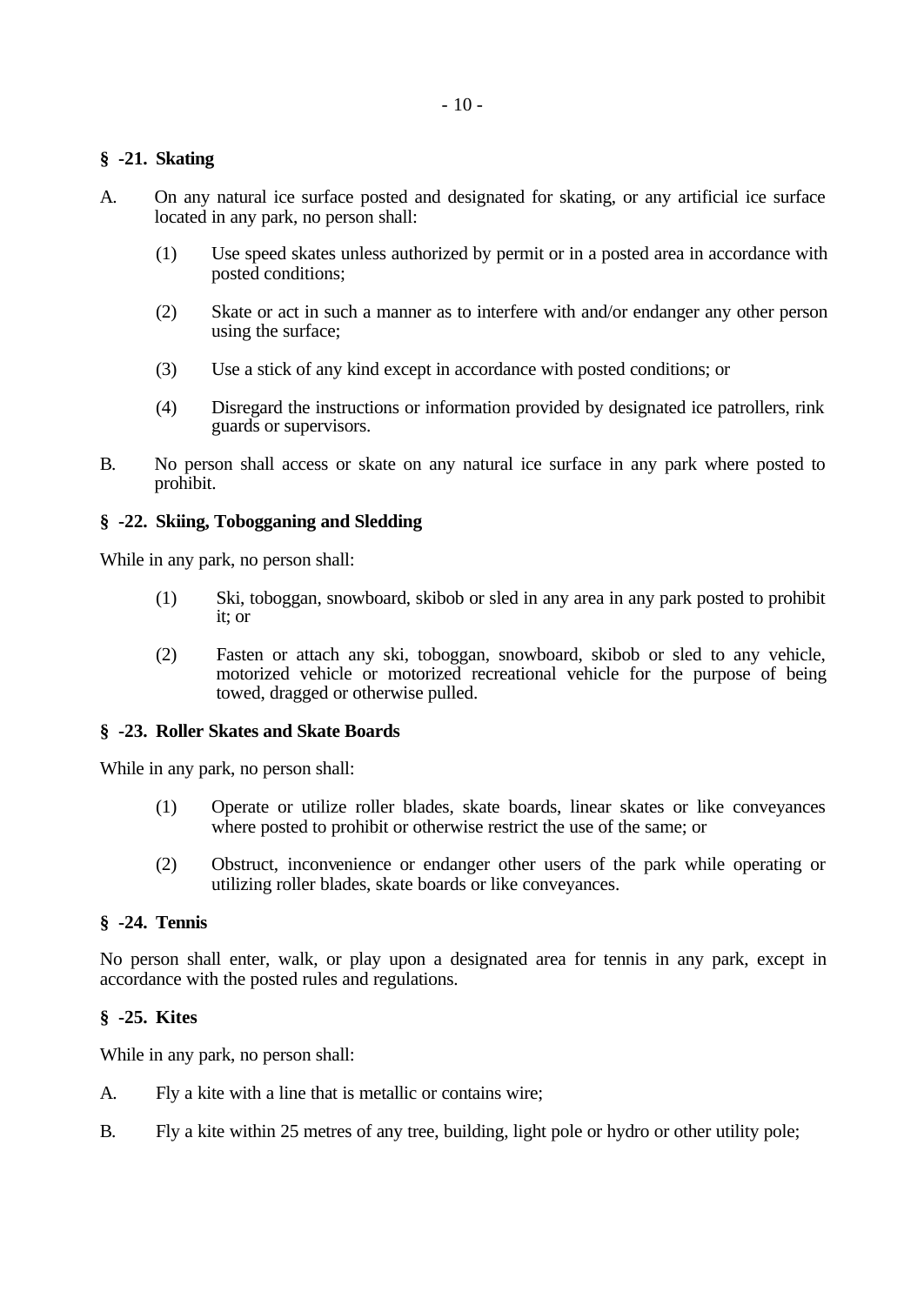**§ -21. Skating**

A. On any natural ice surface posted and designated for skating, or any artificial ice surface located in any park, no person shall:

(1) Use speed skates unless authorized by permit or in a posted area in accordance with posted conditions;

(2) Skate or act in such a manner as to interfere with and/or endanger any other person using the surface;

(3) Use a stick of any kind except in accordance with posted conditions; or

(4) Disregard the instructions or information provided by designated ice patrollers, rink guards or supervisors.

B. No person shall access or skate on any natural ice surface in any park where posted to prohibit.

**§ -22. Skiing, Tobogganing and Sledding**

While in any park, no person shall:

(1) Ski, toboggan, snowboard, skibob or sled in any area in any park posted to prohibit it; or

(2) Fasten or attach any ski, toboggan, snowboard, skibob or sled to any vehicle, motorized vehicle or motorized recreational vehicle for the purpose of being towed, dragged or otherwise pulled.

**§ -23. Roller Skates and Skate Boards**

While in any park, no person shall:

(1) Operate or utilize roller blades, skate boards, linear skates or like conveyances where posted to prohibit or otherwise restrict the use of the same; or

(2) Obstruct, inconvenience or endanger other users of the park while operating or utilizing roller blades, skate boards or like conveyances.

**§ -24. Tennis**

No person shall enter, walk, or play upon a designated area for tennis in any park, except in accordance with the posted rules and regulations.

**§ -25. Kites**

While in any park, no person shall:

A. Fly a kite with a line that is metallic or contains wire;

B. Fly a kite within 25 metres of any tree, building, light pole or hydro or other utility pole;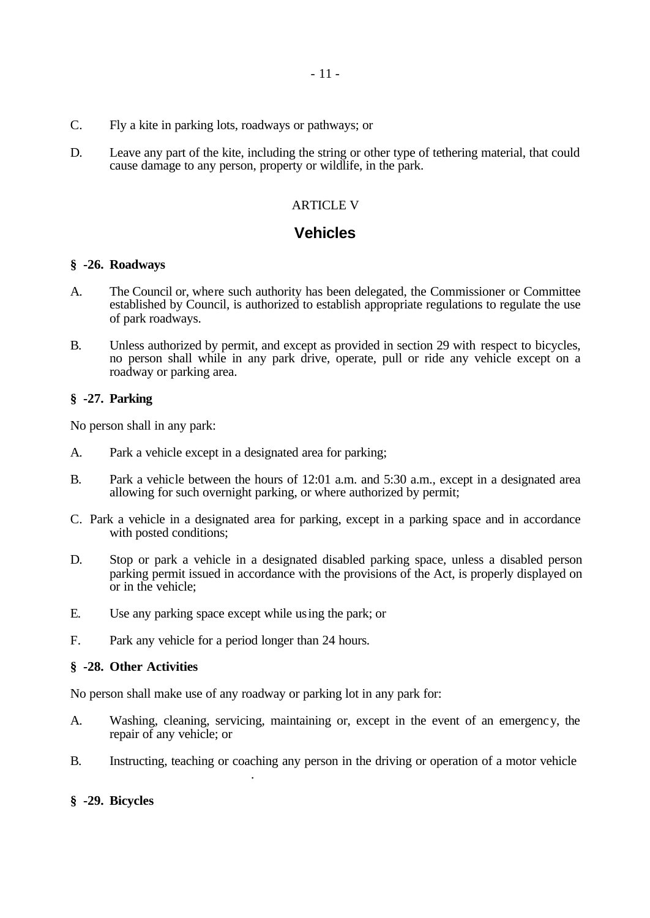C. Fly a kite in parking lots, roadways or pathways; or

D. Leave any part of the kite, including the string or other type of tethering material, that could cause damage to any person, property or wildlife, in the park.

ARTICLE V

## Vehicles

**§ -26. Roadways**

A. The Council or, where such authority has been delegated, the Commissioner or Committee established by Council, is authorized to establish appropriate regulations to regulate the use of park roadways.

B. Unless authorized by permit, and except as provided in section 29 with respect to bicycles, no person shall while in any park drive, operate, pull or ride any vehicle except on a roadway or parking area.

**§ -27. Parking**

No person shall in any park:

A. Park a vehicle except in a designated area for parking;

B. Park a vehicle between the hours of 12:01 a.m. and 5:30 a.m., except in a designated area allowing for such overnight parking, or where authorized by permit;

C. Park a vehicle in a designated area for parking, except in a parking space and in accordance with posted conditions;

D. Stop or park a vehicle in a designated disabled parking space, unless a disabled person parking permit issued in accordance with the provisions of the Act, is properly displayed on or in the vehicle;

E. Use any parking space except while using the park; or

F. Park any vehicle for a period longer than 24 hours.

**§ -28. Other Activities**

No person shall make use of any roadway or parking lot in any park for:

A. Washing, cleaning, servicing, maintaining or, except in the event of an emergency, the repair of any vehicle; or

B. Instructing, teaching or coaching any person in the driving or operation of a motor vehicle .

**§ -29. Bicycles**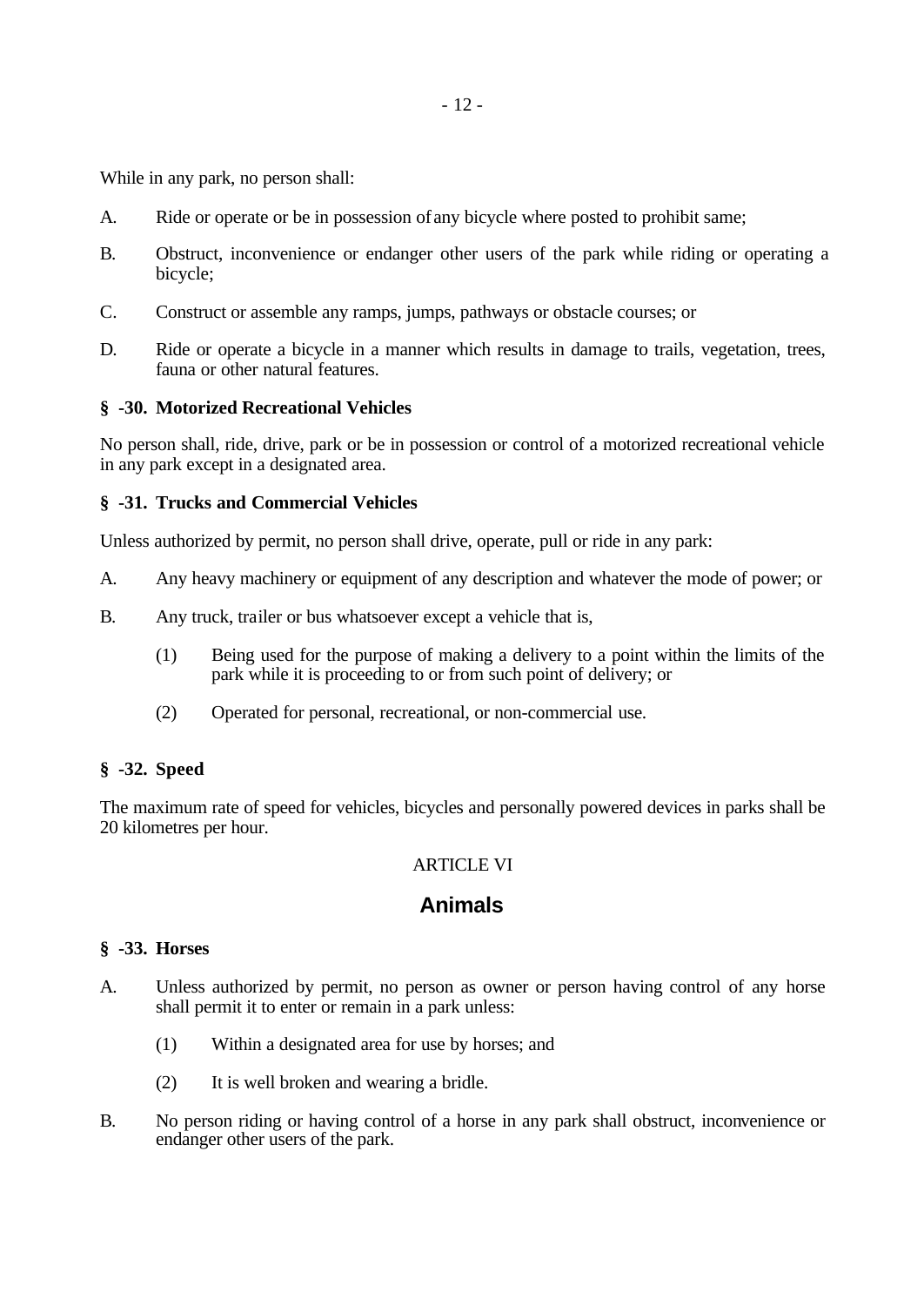While in any park, no person shall:

A. Ride or operate or be in possession of any bicycle where posted to prohibit same;

B. Obstruct, inconvenience or endanger other users of the park while riding or operating a bicycle;

C. Construct or assemble any ramps, jumps, pathways or obstacle courses; or

D. Ride or operate a bicycle in a manner which results in damage to trails, vegetation, trees, fauna or other natural features.

**§ -30. Motorized Recreational Vehicles**

No person shall, ride, drive, park or be in possession or control of a motorized recreational vehicle in any park except in a designated area.

**§ -31. Trucks and Commercial Vehicles**

Unless authorized by permit, no person shall drive, operate, pull or ride in any park:

A. Any heavy machinery or equipment of any description and whatever the mode of power; or

B. Any truck, trailer or bus whatsoever except a vehicle that is,

    (1) Being used for the purpose of making a delivery to a point within the limits of the park while it is proceeding to or from such point of delivery; or

    (2) Operated for personal, recreational, or non-commercial use.

**§ -32. Speed**

The maximum rate of speed for vehicles, bicycles and personally powered devices in parks shall be 20 kilometres per hour.

ARTICLE VI

## Animals

**§ -33. Horses**

A. Unless authorized by permit, no person as owner or person having control of any horse shall permit it to enter or remain in a park unless:

    (1) Within a designated area for use by horses; and

    (2) It is well broken and wearing a bridle.

B. No person riding or having control of a horse in any park shall obstruct, inconvenience or endanger other users of the park.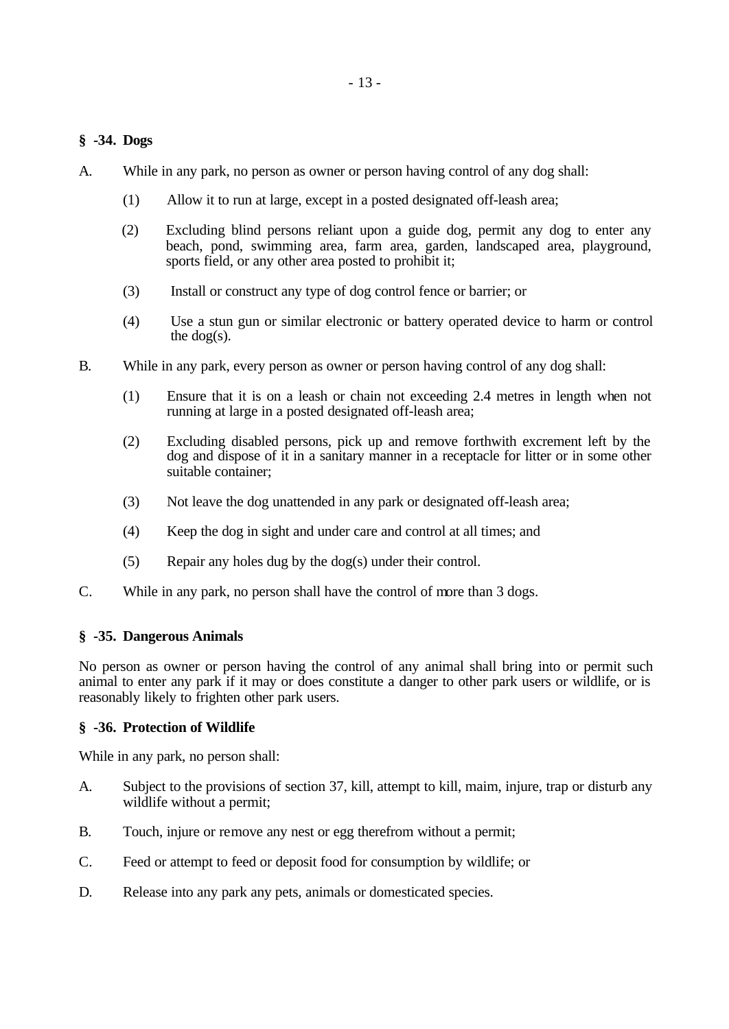**§ -34. Dogs**

A. While in any park, no person as owner or person having control of any dog shall:

   (1) Allow it to run at large, except in a posted designated off-leash area;

   (2) Excluding blind persons reliant upon a guide dog, permit any dog to enter any beach, pond, swimming area, farm area, garden, landscaped area, playground, sports field, or any other area posted to prohibit it;

   (3) Install or construct any type of dog control fence or barrier; or

   (4) Use a stun gun or similar electronic or battery operated device to harm or control the dog(s).

B. While in any park, every person as owner or person having control of any dog shall:

   (1) Ensure that it is on a leash or chain not exceeding 2.4 metres in length when not running at large in a posted designated off-leash area;

   (2) Excluding disabled persons, pick up and remove forthwith excrement left by the dog and dispose of it in a sanitary manner in a receptacle for litter or in some other suitable container;

   (3) Not leave the dog unattended in any park or designated off-leash area;

   (4) Keep the dog in sight and under care and control at all times; and

   (5) Repair any holes dug by the dog(s) under their control.

C. While in any park, no person shall have the control of more than 3 dogs.

**§ -35. Dangerous Animals**

No person as owner or person having the control of any animal shall bring into or permit such animal to enter any park if it may or does constitute a danger to other park users or wildlife, or is reasonably likely to frighten other park users.

**§ -36. Protection of Wildlife**

While in any park, no person shall:

A. Subject to the provisions of section 37, kill, attempt to kill, maim, injure, trap or disturb any wildlife without a permit;

B. Touch, injure or remove any nest or egg therefrom without a permit;

C. Feed or attempt to feed or deposit food for consumption by wildlife; or

D. Release into any park any pets, animals or domesticated species.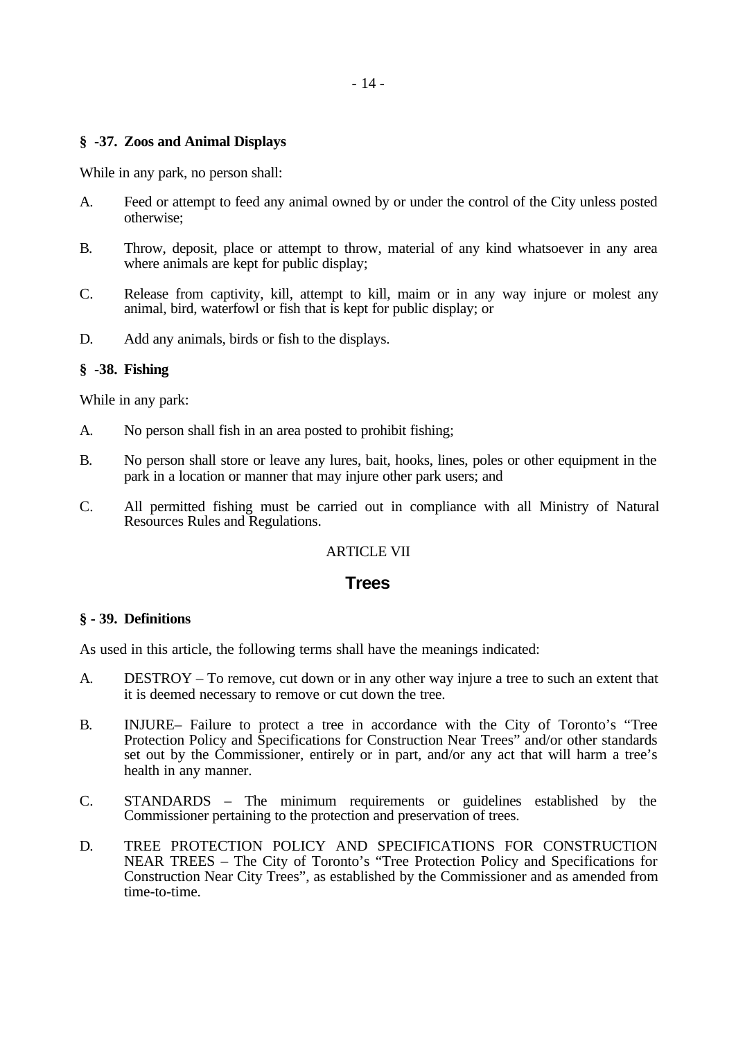**§ -37. Zoos and Animal Displays**

While in any park, no person shall:

A. Feed or attempt to feed any animal owned by or under the control of the City unless posted otherwise;

B. Throw, deposit, place or attempt to throw, material of any kind whatsoever in any area where animals are kept for public display;

C. Release from captivity, kill, attempt to kill, maim or in any way injure or molest any animal, bird, waterfowl or fish that is kept for public display; or

D. Add any animals, birds or fish to the displays.

**§ -38. Fishing**

While in any park:

A. No person shall fish in an area posted to prohibit fishing;

B. No person shall store or leave any lures, bait, hooks, lines, poles or other equipment in the park in a location or manner that may injure other park users; and

C. All permitted fishing must be carried out in compliance with all Ministry of Natural Resources Rules and Regulations.

ARTICLE VII

## Trees

**§ - 39. Definitions**

As used in this article, the following terms shall have the meanings indicated:

A. DESTROY – To remove, cut down or in any other way injure a tree to such an extent that it is deemed necessary to remove or cut down the tree.

B. INJURE– Failure to protect a tree in accordance with the City of Toronto's "Tree Protection Policy and Specifications for Construction Near Trees" and/or other standards set out by the Commissioner, entirely or in part, and/or any act that will harm a tree's health in any manner.

C. STANDARDS – The minimum requirements or guidelines established by the Commissioner pertaining to the protection and preservation of trees.

D. TREE PROTECTION POLICY AND SPECIFICATIONS FOR CONSTRUCTION NEAR TREES – The City of Toronto's "Tree Protection Policy and Specifications for Construction Near City Trees", as established by the Commissioner and as amended from time-to-time.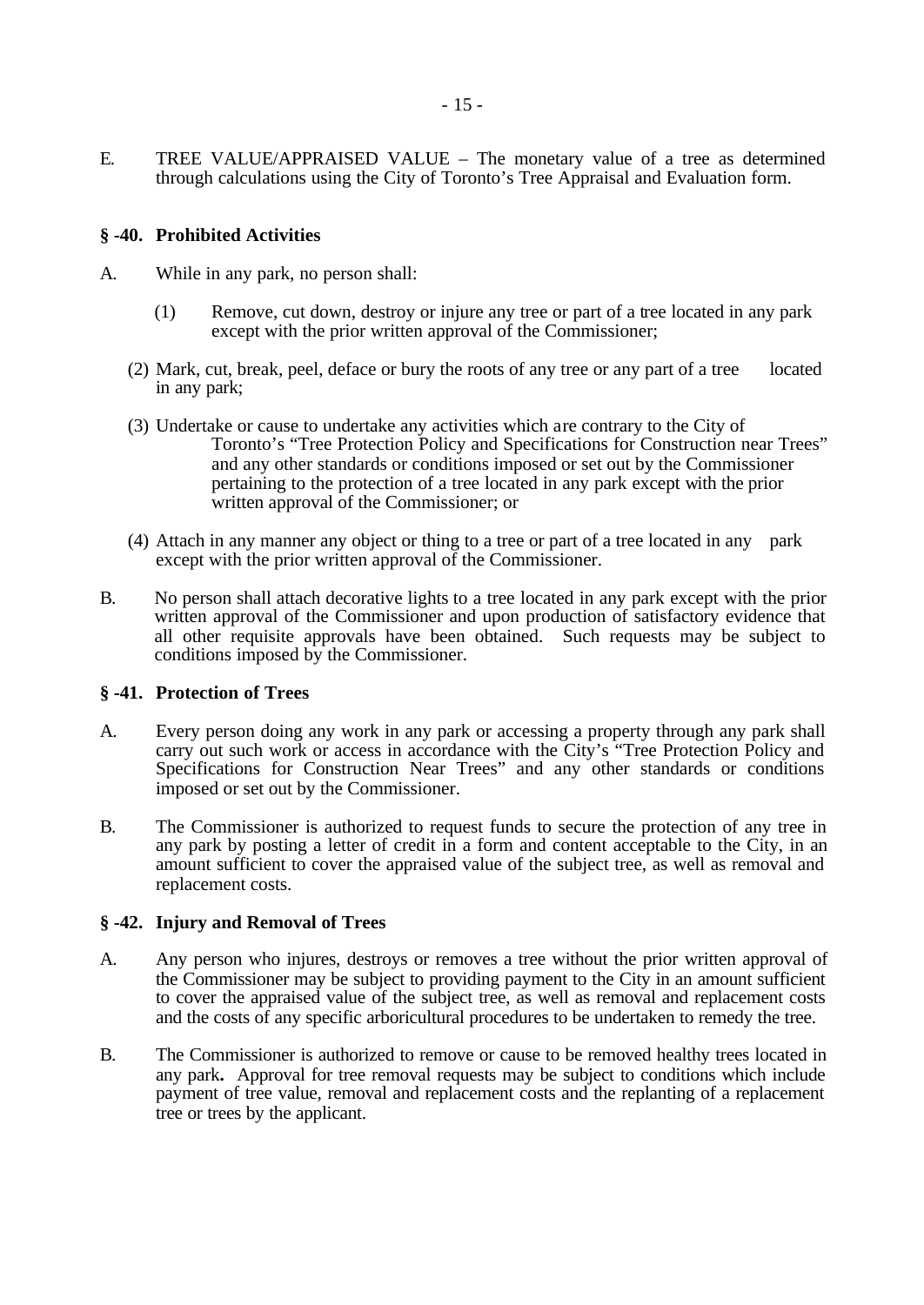E. TREE VALUE/APPRAISED VALUE – The monetary value of a tree as determined through calculations using the City of Toronto's Tree Appraisal and Evaluation form.

**§ -40. Prohibited Activities**

A. While in any park, no person shall:

(1) Remove, cut down, destroy or injure any tree or part of a tree located in any park except with the prior written approval of the Commissioner;

(2) Mark, cut, break, peel, deface or bury the roots of any tree or any part of a tree located in any park;

(3) Undertake or cause to undertake any activities which are contrary to the City of Toronto's "Tree Protection Policy and Specifications for Construction near Trees" and any other standards or conditions imposed or set out by the Commissioner pertaining to the protection of a tree located in any park except with the prior written approval of the Commissioner; or

(4) Attach in any manner any object or thing to a tree or part of a tree located in any park except with the prior written approval of the Commissioner.

B. No person shall attach decorative lights to a tree located in any park except with the prior written approval of the Commissioner and upon production of satisfactory evidence that all other requisite approvals have been obtained. Such requests may be subject to conditions imposed by the Commissioner.

**§ -41. Protection of Trees**

A. Every person doing any work in any park or accessing a property through any park shall carry out such work or access in accordance with the City's "Tree Protection Policy and Specifications for Construction Near Trees" and any other standards or conditions imposed or set out by the Commissioner.

B. The Commissioner is authorized to request funds to secure the protection of any tree in any park by posting a letter of credit in a form and content acceptable to the City, in an amount sufficient to cover the appraised value of the subject tree, as well as removal and replacement costs.

**§ -42. Injury and Removal of Trees**

A. Any person who injures, destroys or removes a tree without the prior written approval of the Commissioner may be subject to providing payment to the City in an amount sufficient to cover the appraised value of the subject tree, as well as removal and replacement costs and the costs of any specific arboricultural procedures to be undertaken to remedy the tree.

B. The Commissioner is authorized to remove or cause to be removed healthy trees located in any park**.** Approval for tree removal requests may be subject to conditions which include payment of tree value, removal and replacement costs and the replanting of a replacement tree or trees by the applicant.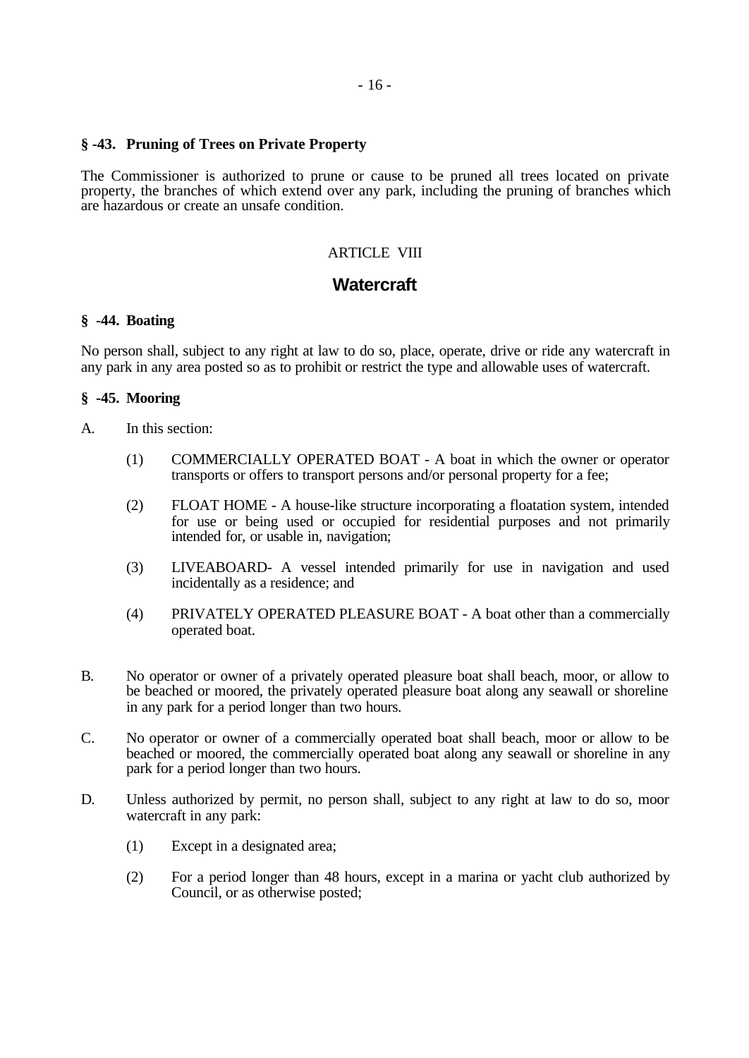**§ -43. Pruning of Trees on Private Property**

The Commissioner is authorized to prune or cause to be pruned all trees located on private property, the branches of which extend over any park, including the pruning of branches which are hazardous or create an unsafe condition.

ARTICLE VIII

## Watercraft

**§ -44. Boating**

No person shall, subject to any right at law to do so, place, operate, drive or ride any watercraft in any park in any area posted so as to prohibit or restrict the type and allowable uses of watercraft.

**§ -45. Mooring**

A. In this section:

(1) COMMERCIALLY OPERATED BOAT - A boat in which the owner or operator transports or offers to transport persons and/or personal property for a fee;

(2) FLOAT HOME - A house-like structure incorporating a floatation system, intended for use or being used or occupied for residential purposes and not primarily intended for, or usable in, navigation;

(3) LIVEABOARD- A vessel intended primarily for use in navigation and used incidentally as a residence; and

(4) PRIVATELY OPERATED PLEASURE BOAT - A boat other than a commercially operated boat.

B. No operator or owner of a privately operated pleasure boat shall beach, moor, or allow to be beached or moored, the privately operated pleasure boat along any seawall or shoreline in any park for a period longer than two hours.

C. No operator or owner of a commercially operated boat shall beach, moor or allow to be beached or moored, the commercially operated boat along any seawall or shoreline in any park for a period longer than two hours.

D. Unless authorized by permit, no person shall, subject to any right at law to do so, moor watercraft in any park:

(1) Except in a designated area;

(2) For a period longer than 48 hours, except in a marina or yacht club authorized by Council, or as otherwise posted;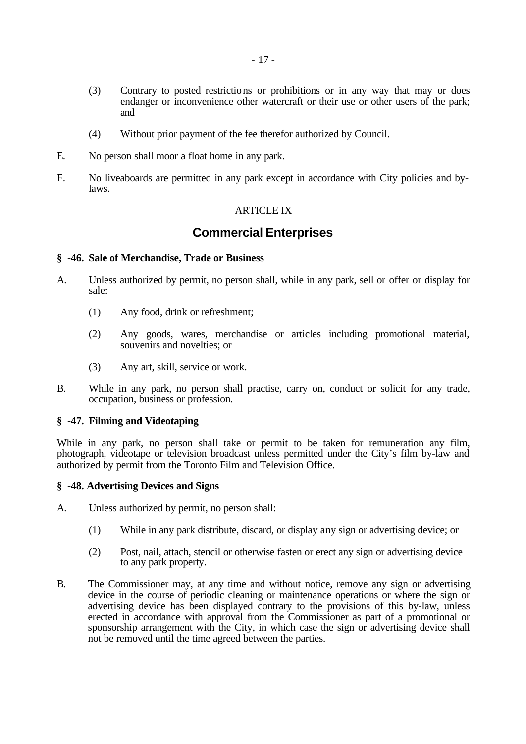(3) Contrary to posted restrictions or prohibitions or in any way that may or does endanger or inconvenience other watercraft or their use or other users of the park; and

(4) Without prior payment of the fee therefor authorized by Council.

E. No person shall moor a float home in any park.

F. No liveaboards are permitted in any park except in accordance with City policies and by-laws.

ARTICLE IX

## Commercial Enterprises

**§ -46. Sale of Merchandise, Trade or Business**

A. Unless authorized by permit, no person shall, while in any park, sell or offer or display for sale:

(1) Any food, drink or refreshment;

(2) Any goods, wares, merchandise or articles including promotional material, souvenirs and novelties; or

(3) Any art, skill, service or work.

B. While in any park, no person shall practise, carry on, conduct or solicit for any trade, occupation, business or profession.

**§ -47. Filming and Videotaping**

While in any park, no person shall take or permit to be taken for remuneration any film, photograph, videotape or television broadcast unless permitted under the City's film by-law and authorized by permit from the Toronto Film and Television Office.

**§ -48. Advertising Devices and Signs**

A. Unless authorized by permit, no person shall:

(1) While in any park distribute, discard, or display any sign or advertising device; or

(2) Post, nail, attach, stencil or otherwise fasten or erect any sign or advertising device to any park property.

B. The Commissioner may, at any time and without notice, remove any sign or advertising device in the course of periodic cleaning or maintenance operations or where the sign or advertising device has been displayed contrary to the provisions of this by-law, unless erected in accordance with approval from the Commissioner as part of a promotional or sponsorship arrangement with the City, in which case the sign or advertising device shall not be removed until the time agreed between the parties.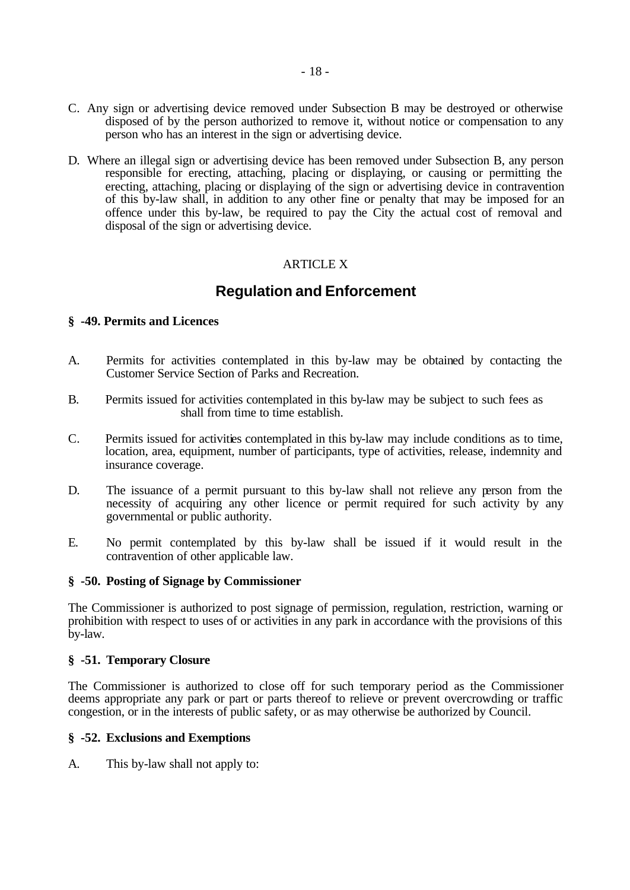C. Any sign or advertising device removed under Subsection B may be destroyed or otherwise disposed of by the person authorized to remove it, without notice or compensation to any person who has an interest in the sign or advertising device.

D. Where an illegal sign or advertising device has been removed under Subsection B, any person responsible for erecting, attaching, placing or displaying, or causing or permitting the erecting, attaching, placing or displaying of the sign or advertising device in contravention of this by-law shall, in addition to any other fine or penalty that may be imposed for an offence under this by-law, be required to pay the City the actual cost of removal and disposal of the sign or advertising device.

ARTICLE X

## Regulation and Enforcement

**§ -49. Permits and Licences**

A. Permits for activities contemplated in this by-law may be obtained by contacting the Customer Service Section of Parks and Recreation.

B. Permits issued for activities contemplated in this by-law may be subject to such fees as shall from time to time establish.

C. Permits issued for activities contemplated in this by-law may include conditions as to time, location, area, equipment, number of participants, type of activities, release, indemnity and insurance coverage.

D. The issuance of a permit pursuant to this by-law shall not relieve any person from the necessity of acquiring any other licence or permit required for such activity by any governmental or public authority.

E. No permit contemplated by this by-law shall be issued if it would result in the contravention of other applicable law.

**§ -50. Posting of Signage by Commissioner**

The Commissioner is authorized to post signage of permission, regulation, restriction, warning or prohibition with respect to uses of or activities in any park in accordance with the provisions of this by-law.

**§ -51. Temporary Closure**

The Commissioner is authorized to close off for such temporary period as the Commissioner deems appropriate any park or part or parts thereof to relieve or prevent overcrowding or traffic congestion, or in the interests of public safety, or as may otherwise be authorized by Council.

**§ -52. Exclusions and Exemptions**

A. This by-law shall not apply to: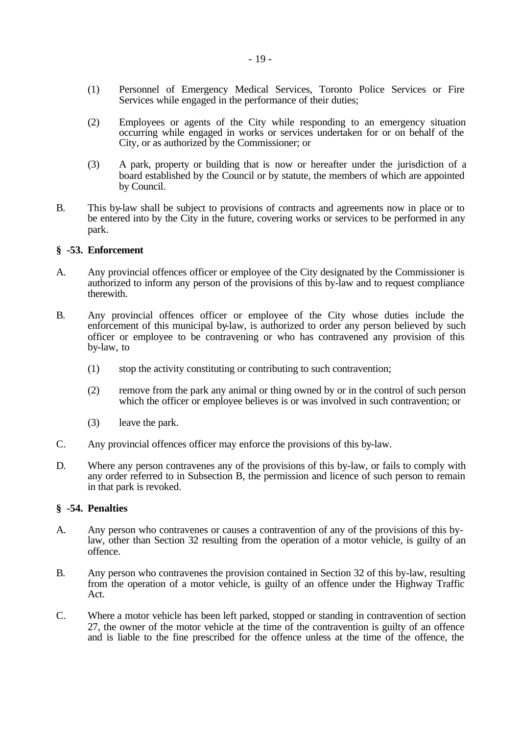(1) Personnel of Emergency Medical Services, Toronto Police Services or Fire Services while engaged in the performance of their duties;

(2) Employees or agents of the City while responding to an emergency situation occurring while engaged in works or services undertaken for or on behalf of the City, or as authorized by the Commissioner; or

(3) A park, property or building that is now or hereafter under the jurisdiction of a board established by the Council or by statute, the members of which are appointed by Council.

B. This by-law shall be subject to provisions of contracts and agreements now in place or to be entered into by the City in the future, covering works or services to be performed in any park.

**§ -53. Enforcement**

A. Any provincial offences officer or employee of the City designated by the Commissioner is authorized to inform any person of the provisions of this by-law and to request compliance therewith.

B. Any provincial offences officer or employee of the City whose duties include the enforcement of this municipal by-law, is authorized to order any person believed by such officer or employee to be contravening or who has contravened any provision of this by-law, to

(1) stop the activity constituting or contributing to such contravention;

(2) remove from the park any animal or thing owned by or in the control of such person which the officer or employee believes is or was involved in such contravention; or

(3) leave the park.

C. Any provincial offences officer may enforce the provisions of this by-law.

D. Where any person contravenes any of the provisions of this by-law, or fails to comply with any order referred to in Subsection B, the permission and licence of such person to remain in that park is revoked.

**§ -54. Penalties**

A. Any person who contravenes or causes a contravention of any of the provisions of this by-law, other than Section 32 resulting from the operation of a motor vehicle, is guilty of an offence.

B. Any person who contravenes the provision contained in Section 32 of this by-law, resulting from the operation of a motor vehicle, is guilty of an offence under the Highway Traffic Act.

C. Where a motor vehicle has been left parked, stopped or standing in contravention of section 27, the owner of the motor vehicle at the time of the contravention is guilty of an offence and is liable to the fine prescribed for the offence unless at the time of the offence, the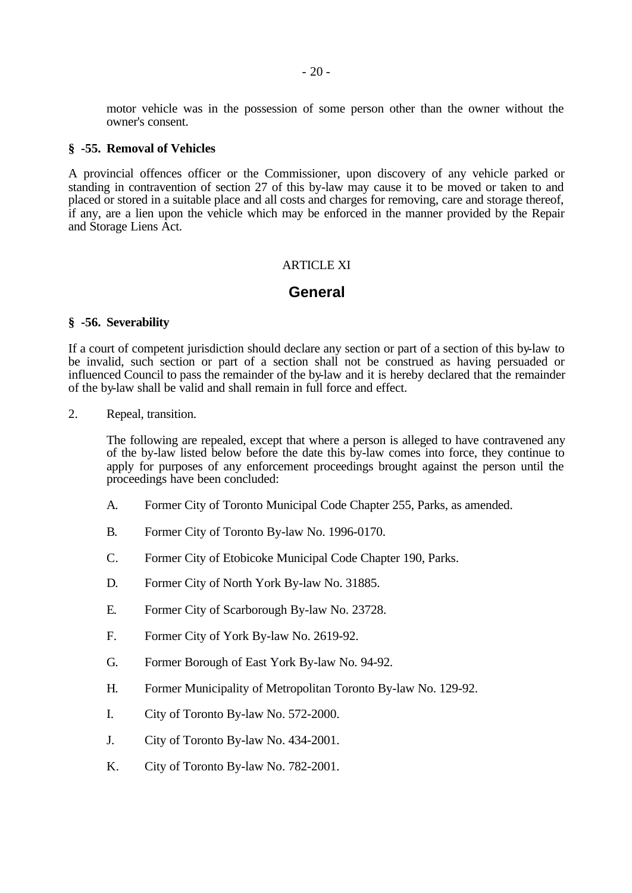motor vehicle was in the possession of some person other than the owner without the owner's consent.

**§ -55. Removal of Vehicles**

A provincial offences officer or the Commissioner, upon discovery of any vehicle parked or standing in contravention of section 27 of this by-law may cause it to be moved or taken to and placed or stored in a suitable place and all costs and charges for removing, care and storage thereof, if any, are a lien upon the vehicle which may be enforced in the manner provided by the Repair and Storage Liens Act.

ARTICLE XI

## General

**§ -56. Severability**

If a court of competent jurisdiction should declare any section or part of a section of this by-law to be invalid, such section or part of a section shall not be construed as having persuaded or influenced Council to pass the remainder of the by-law and it is hereby declared that the remainder of the by-law shall be valid and shall remain in full force and effect.

2. Repeal, transition.

   The following are repealed, except that where a person is alleged to have contravened any of the by-law listed below before the date this by-law comes into force, they continue to apply for purposes of any enforcement proceedings brought against the person until the proceedings have been concluded:

   A. Former City of Toronto Municipal Code Chapter 255, Parks, as amended.

   B. Former City of Toronto By-law No. 1996-0170.

   C. Former City of Etobicoke Municipal Code Chapter 190, Parks.

   D. Former City of North York By-law No. 31885.

   E. Former City of Scarborough By-law No. 23728.

   F. Former City of York By-law No. 2619-92.

   G. Former Borough of East York By-law No. 94-92.

   H. Former Municipality of Metropolitan Toronto By-law No. 129-92.

   I. City of Toronto By-law No. 572-2000.

   J. City of Toronto By-law No. 434-2001.

   K. City of Toronto By-law No. 782-2001.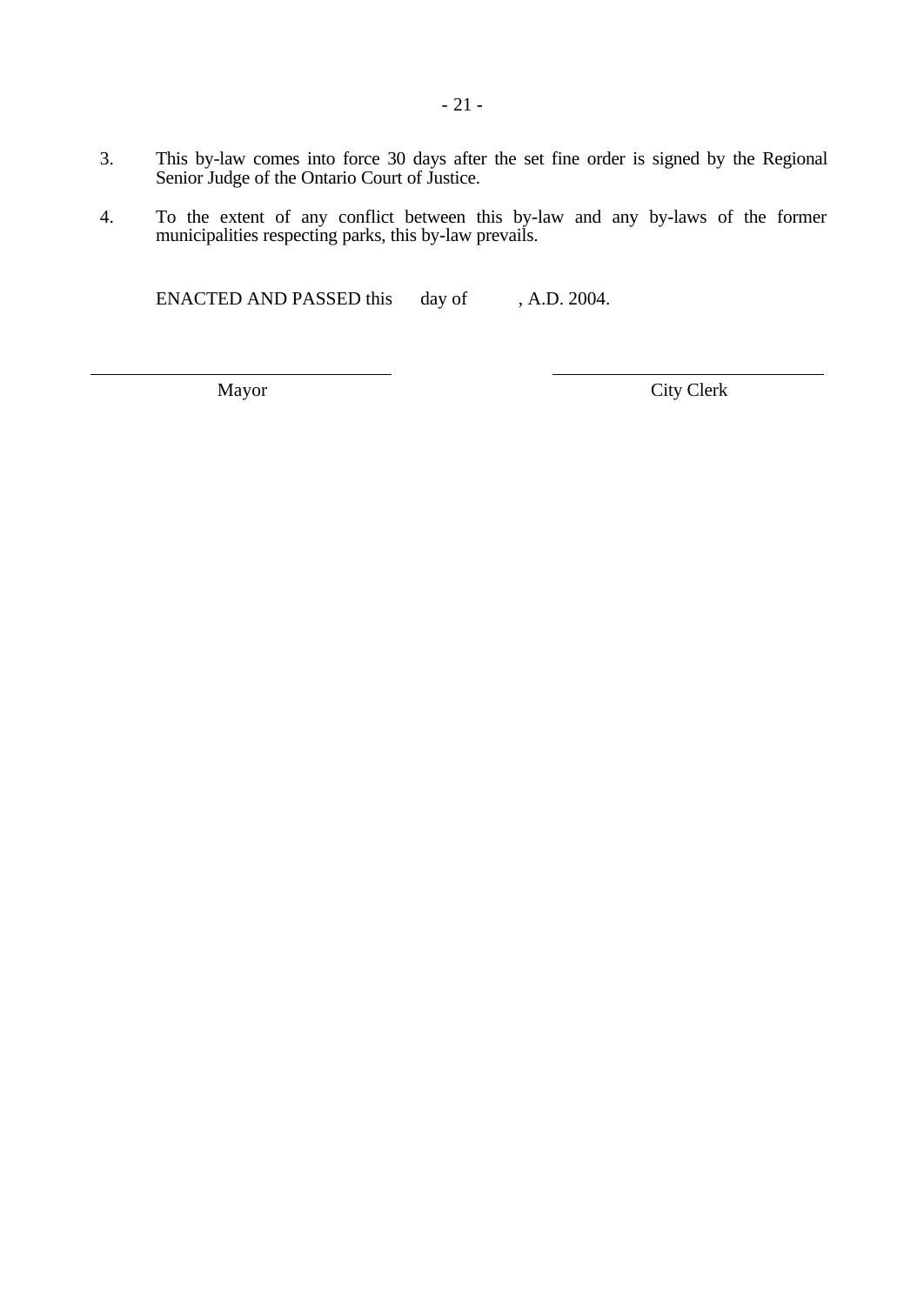3. This by-law comes into force 30 days after the set fine order is signed by the Regional Senior Judge of the Ontario Court of Justice.

4. To the extent of any conflict between this by-law and any by-laws of the former municipalities respecting parks, this by-law prevails.

ENACTED AND PASSED this day of , A.D. 2004.

| | |
|---|---|
| Mayor | City Clerk |